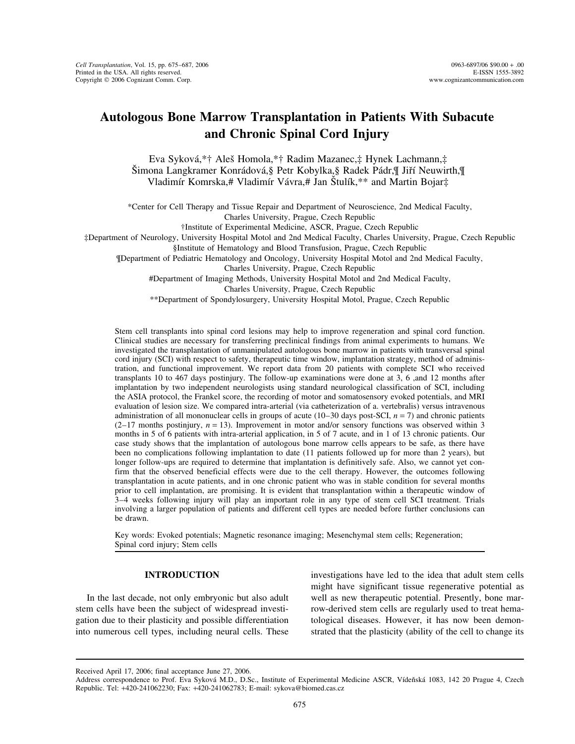# Autologous Bone Marrow Transplantation in Patients With Subacute and Chronic Spinal Cord Injury

Eva Syková,*† Aleš Homola,*† Radim Mazanec,‡ Hynek Lachmann,‡ Šimona Langkramer Konrádová,§ Petr Kobylka,§ Radek Pádr,¶ Jiří Neuwirth,¶ Vladimír Komrska,# Vladimír Vávra,# Jan Štulík,** and Martin Bojar‡

*Center for Cell Therapy and Tissue Repair and Department of Neuroscience, 2nd Medical Faculty, Charles University, Prague, Czech Republic

†Institute of Experimental Medicine, ASCR, Prague, Czech Republic

‡Department of Neurology, University Hospital Motol and 2nd Medical Faculty, Charles University, Prague, Czech Republic

§Institute of Hematology and Blood Transfusion, Prague, Czech Republic

¶Department of Pediatric Hematology and Oncology, University Hospital Motol and 2nd Medical Faculty, Charles University, Prague, Czech Republic

#Department of Imaging Methods, University Hospital Motol and 2nd Medical Faculty, Charles University, Prague, Czech Republic

**Department of Spondylosurgery, University Hospital Motol, Prague, Czech Republic

Stem cell transplants into spinal cord lesions may help to improve regeneration and spinal cord function. Clinical studies are necessary for transferring preclinical findings from animal experiments to humans. We investigated the transplantation of unmanipulated autologous bone marrow in patients with transversal spinal cord injury (SCI) with respect to safety, therapeutic time window, implantation strategy, method of administration, and functional improvement. We report data from 20 patients with complete SCI who received transplants 10 to 467 days postinjury. The follow-up examinations were done at 3, 6 ,and 12 months after implantation by two independent neurologists using standard neurological classification of SCI, including the ASIA protocol, the Frankel score, the recording of motor and somatosensory evoked potentials, and MRI evaluation of lesion size. We compared intra-arterial (via catheterization of a. vertebralis) versus intravenous administration of all mononuclear cells in groups of acute (10–30 days post-SCI, $n = 7$) and chronic patients (2–17 months postinjury, $n = 13$). Improvement in motor and/or sensory functions was observed within 3 months in 5 of 6 patients with intra-arterial application, in 5 of 7 acute, and in 1 of 13 chronic patients. Our case study shows that the implantation of autologous bone marrow cells appears to be safe, as there have been no complications following implantation to date (11 patients followed up for more than 2 years), but longer follow-ups are required to determine that implantation is definitively safe. Also, we cannot yet confirm that the observed beneficial effects were due to the cell therapy. However, the outcomes following transplantation in acute patients, and in one chronic patient who was in stable condition for several months prior to cell implantation, are promising. It is evident that transplantation within a therapeutic window of 3–4 weeks following injury will play an important role in any type of stem cell SCI treatment. Trials involving a larger population of patients and different cell types are needed before further conclusions can be drawn.

Key words: Evoked potentials; Magnetic resonance imaging; Mesenchymal stem cells; Regeneration; Spinal cord injury; Stem cells

## INTRODUCTION

In the last decade, not only embryonic but also adult stem cells have been the subject of widespread investigation due to their plasticity and possible differentiation into numerous cell types, including neural cells. These investigations have led to the idea that adult stem cells might have significant tissue regenerative potential as well as new therapeutic potential. Presently, bone marrow-derived stem cells are regularly used to treat hematological diseases. However, it has now been demonstrated that the plasticity (ability of the cell to change its

---

Received April 17, 2006; final acceptance June 27, 2006.

Address correspondence to Prof. Eva Syková M.D., D.Sc., Institute of Experimental Medicine ASCR, Vídeňská 1083, 142 20 Prague 4, Czech Republic. Tel: +420-241062230; Fax: +420-241062783; E-mail: sykova@biomed.cas.cz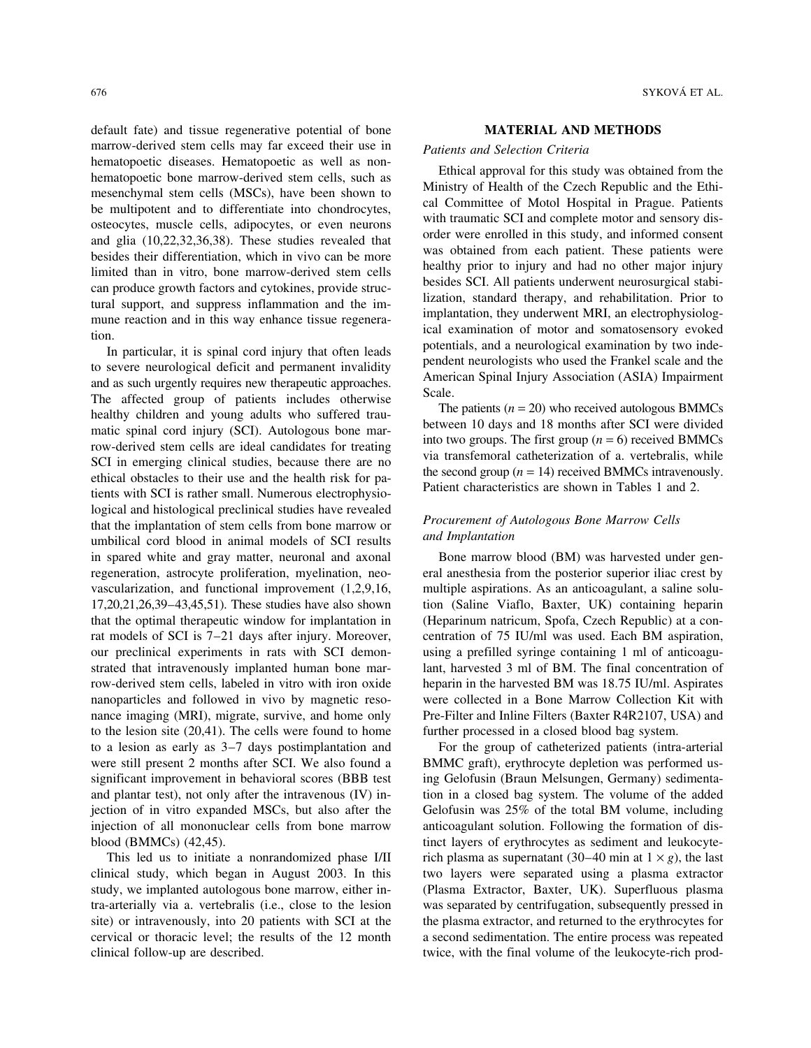default fate) and tissue regenerative potential of bone marrow-derived stem cells may far exceed their use in hematopoetic diseases. Hematopoetic as well as nonhematopoetic bone marrow-derived stem cells, such as mesenchymal stem cells (MSCs), have been shown to be multipotent and to differentiate into chondrocytes, osteocytes, muscle cells, adipocytes, or even neurons and glia (10,22,32,36,38). These studies revealed that besides their differentiation, which in vivo can be more limited than in vitro, bone marrow-derived stem cells can produce growth factors and cytokines, provide structural support, and suppress inflammation and the immune reaction and in this way enhance tissue regeneration.

In particular, it is spinal cord injury that often leads to severe neurological deficit and permanent invalidity and as such urgently requires new therapeutic approaches. The affected group of patients includes otherwise healthy children and young adults who suffered traumatic spinal cord injury (SCI). Autologous bone marrow-derived stem cells are ideal candidates for treating SCI in emerging clinical studies, because there are no ethical obstacles to their use and the health risk for patients with SCI is rather small. Numerous electrophysiological and histological preclinical studies have revealed that the implantation of stem cells from bone marrow or umbilical cord blood in animal models of SCI results in spared white and gray matter, neuronal and axonal regeneration, astrocyte proliferation, myelination, neovascularization, and functional improvement (1,2,9,16,17,20,21,26,39–43,45,51). These studies have also shown that the optimal therapeutic window for implantation in rat models of SCI is 7–21 days after injury. Moreover, our preclinical experiments in rats with SCI demonstrated that intravenously implanted human bone marrow-derived stem cells, labeled in vitro with iron oxide nanoparticles and followed in vivo by magnetic resonance imaging (MRI), migrate, survive, and home only to the lesion site (20,41). The cells were found to home to a lesion as early as 3–7 days postimplantation and were still present 2 months after SCI. We also found a significant improvement in behavioral scores (BBB test and plantar test), not only after the intravenous (IV) injection of in vitro expanded MSCs, but also after the injection of all mononuclear cells from bone marrow blood (BMMCs) (42,45).

This led us to initiate a nonrandomized phase I/II clinical study, which began in August 2003. In this study, we implanted autologous bone marrow, either intra-arterially via a. vertebralis (i.e., close to the lesion site) or intravenously, into 20 patients with SCI at the cervical or thoracic level; the results of the 12 month clinical follow-up are described.

## MATERIAL AND METHODS

### *Patients and Selection Criteria*

Ethical approval for this study was obtained from the Ministry of Health of the Czech Republic and the Ethical Committee of Motol Hospital in Prague. Patients with traumatic SCI and complete motor and sensory disorder were enrolled in this study, and informed consent was obtained from each patient. These patients were healthy prior to injury and had no other major injury besides SCI. All patients underwent neurosurgical stabilization, standard therapy, and rehabilitation. Prior to implantation, they underwent MRI, an electrophysiological examination of motor and somatosensory evoked potentials, and a neurological examination by two independent neurologists who used the Frankel scale and the American Spinal Injury Association (ASIA) Impairment Scale.

The patients ($n = 20$) who received autologous BMMCs between 10 days and 18 months after SCI were divided into two groups. The first group ($n = 6$) received BMMCs via transfemoral catheterization of a. vertebralis, while the second group ($n = 14$) received BMMCs intravenously. Patient characteristics are shown in Tables 1 and 2.

### *Procurement of Autologous Bone Marrow Cells and Implantation*

Bone marrow blood (BM) was harvested under general anesthesia from the posterior superior iliac crest by multiple aspirations. As an anticoagulant, a saline solution (Saline Viaflo, Baxter, UK) containing heparin (Heparinum natricum, Spofa, Czech Republic) at a concentration of 75 IU/ml was used. Each BM aspiration, using a prefilled syringe containing 1 ml of anticoagulant, harvested 3 ml of BM. The final concentration of heparin in the harvested BM was 18.75 IU/ml. Aspirates were collected in a Bone Marrow Collection Kit with Pre-Filter and Inline Filters (Baxter R4R2107, USA) and further processed in a closed blood bag system.

For the group of catheterized patients (intra-arterial BMMC graft), erythrocyte depletion was performed using Gelofusin (Braun Melsungen, Germany) sedimentation in a closed bag system. The volume of the added Gelofusin was 25% of the total BM volume, including anticoagulant solution. Following the formation of distinct layers of erythrocytes as sediment and leukocyte-rich plasma as supernatant (30–40 min at $1 \times g$), the last two layers were separated using a plasma extractor (Plasma Extractor, Baxter, UK). Superfluous plasma was separated by centrifugation, subsequently pressed in the plasma extractor, and returned to the erythrocytes for a second sedimentation. The entire process was repeated twice, with the final volume of the leukocyte-rich prod-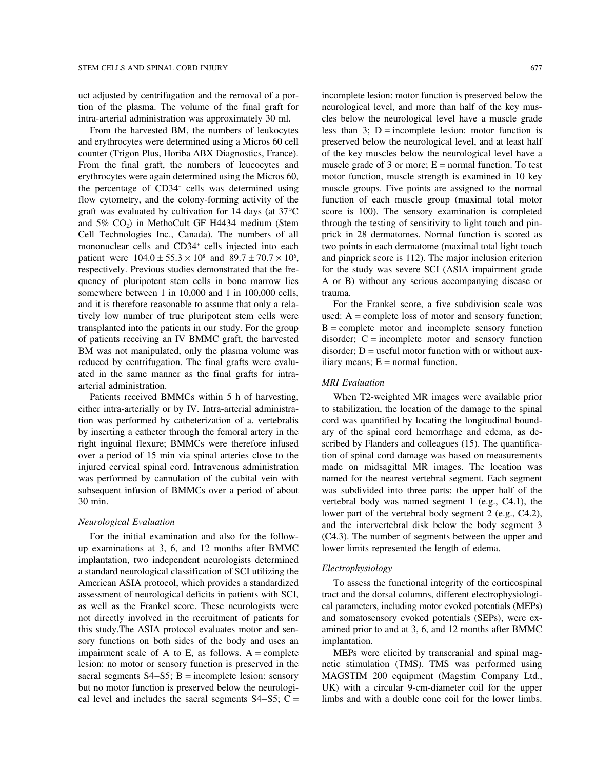uct adjusted by centrifugation and the removal of a portion of the plasma. The volume of the final graft for intra-arterial administration was approximately 30 ml.

From the harvested BM, the numbers of leukocytes and erythrocytes were determined using a Micros 60 cell counter (Trigon Plus, Horiba ABX Diagnostics, France). From the final graft, the numbers of leucocytes and erythrocytes were again determined using the Micros 60, the percentage of CD34+ cells was determined using flow cytometry, and the colony-forming activity of the graft was evaluated by cultivation for 14 days (at 37°C and 5% $CO_2$) in MethoCult GF H4434 medium (Stem Cell Technologies Inc., Canada). The numbers of all mononuclear cells and CD34+ cells injected into each patient were $104.0 \pm 55.3 \times 10^8$ and $89.7 \pm 70.7 \times 10^6$, respectively. Previous studies demonstrated that the frequency of pluripotent stem cells in bone marrow lies somewhere between 1 in 10,000 and 1 in 100,000 cells, and it is therefore reasonable to assume that only a relatively low number of true pluripotent stem cells were transplanted into the patients in our study. For the group of patients receiving an IV BMMC graft, the harvested BM was not manipulated, only the plasma volume was reduced by centrifugation. The final grafts were evaluated in the same manner as the final grafts for intra-arterial administration.

Patients received BMMCs within 5 h of harvesting, either intra-arterially or by IV. Intra-arterial administration was performed by catheterization of a. vertebralis by inserting a catheter through the femoral artery in the right inguinal flexure; BMMCs were therefore infused over a period of 15 min via spinal arteries close to the injured cervical spinal cord. Intravenous administration was performed by cannulation of the cubital vein with subsequent infusion of BMMCs over a period of about 30 min.

### *Neurological Evaluation*

For the initial examination and also for the follow-up examinations at 3, 6, and 12 months after BMMC implantation, two independent neurologists determined a standard neurological classification of SCI utilizing the American ASIA protocol, which provides a standardized assessment of neurological deficits in patients with SCI, as well as the Frankel score. These neurologists were not directly involved in the recruitment of patients for this study.The ASIA protocol evaluates motor and sensory functions on both sides of the body and uses an impairment scale of A to E, as follows. A = complete lesion: no motor or sensory function is preserved in the sacral segments S4–S5; B = incomplete lesion: sensory but no motor function is preserved below the neurological level and includes the sacral segments S4–S5; C = incomplete lesion: motor function is preserved below the neurological level, and more than half of the key muscles below the neurological level have a muscle grade less than 3; D = incomplete lesion: motor function is preserved below the neurological level, and at least half of the key muscles below the neurological level have a muscle grade of 3 or more; E = normal function. To test motor function, muscle strength is examined in 10 key muscle groups. Five points are assigned to the normal function of each muscle group (maximal total motor score is 100). The sensory examination is completed through the testing of sensitivity to light touch and pinprick in 28 dermatomes. Normal function is scored as two points in each dermatome (maximal total light touch and pinprick score is 112). The major inclusion criterion for the study was severe SCI (ASIA impairment grade A or B) without any serious accompanying disease or trauma.

For the Frankel score, a five subdivision scale was used: A = complete loss of motor and sensory function; B = complete motor and incomplete sensory function disorder; C = incomplete motor and sensory function disorder; D = useful motor function with or without auxiliary means; E = normal function.

### *MRI Evaluation*

When T2-weighted MR images were available prior to stabilization, the location of the damage to the spinal cord was quantified by locating the longitudinal boundary of the spinal cord hemorrhage and edema, as described by Flanders and colleagues (15). The quantification of spinal cord damage was based on measurements made on midsagittal MR images. The location was named for the nearest vertebral segment. Each segment was subdivided into three parts: the upper half of the vertebral body was named segment 1 (e.g., C4.1), the lower part of the vertebral body segment 2 (e.g., C4.2), and the intervertebral disk below the body segment 3 (C4.3). The number of segments between the upper and lower limits represented the length of edema.

### *Electrophysiology*

To assess the functional integrity of the corticospinal tract and the dorsal columns, different electrophysiological parameters, including motor evoked potentials (MEPs) and somatosensory evoked potentials (SEPs), were examined prior to and at 3, 6, and 12 months after BMMC implantation.

MEPs were elicited by transcranial and spinal magnetic stimulation (TMS). TMS was performed using MAGSTIM 200 equipment (Magstim Company Ltd., UK) with a circular 9-cm-diameter coil for the upper limbs and with a double cone coil for the lower limbs.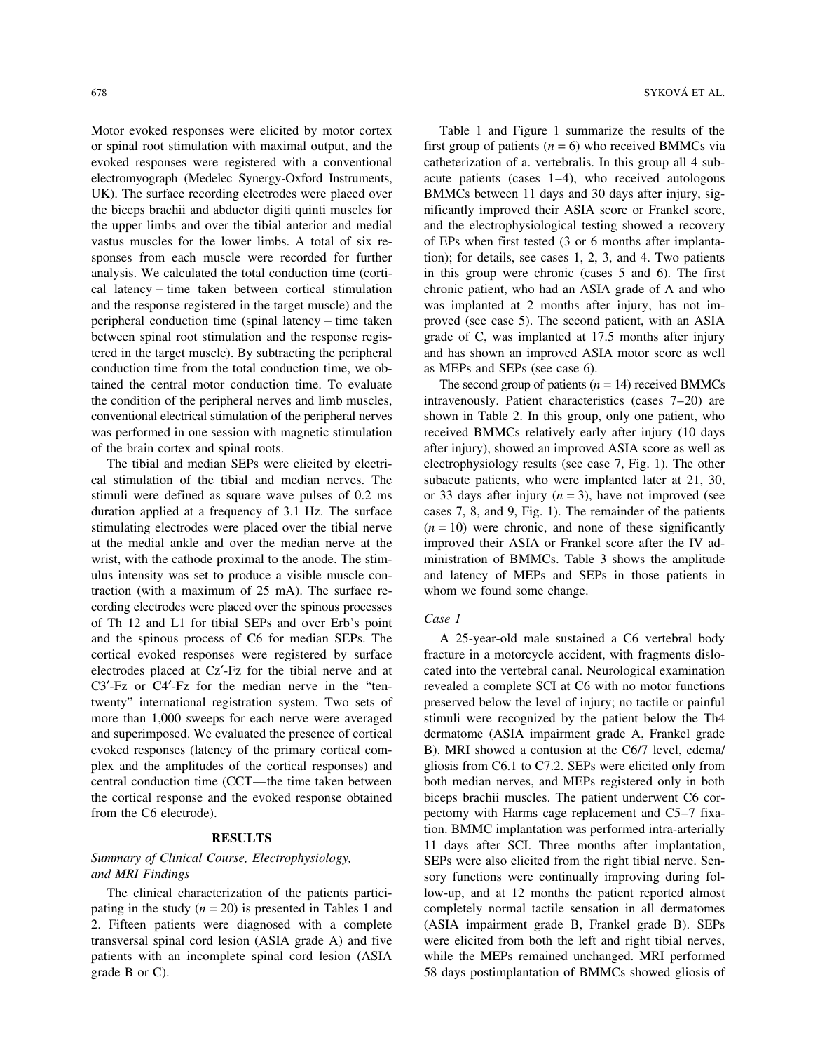Motor evoked responses were elicited by motor cortex or spinal root stimulation with maximal output, and the evoked responses were registered with a conventional electromyograph (Medelec Synergy-Oxford Instruments, UK). The surface recording electrodes were placed over the biceps brachii and abductor digiti quinti muscles for the upper limbs and over the tibial anterior and medial vastus muscles for the lower limbs. A total of six responses from each muscle were recorded for further analysis. We calculated the total conduction time (cortical latency – time taken between cortical stimulation and the response registered in the target muscle) and the peripheral conduction time (spinal latency – time taken between spinal root stimulation and the response registered in the target muscle). By subtracting the peripheral conduction time from the total conduction time, we obtained the central motor conduction time. To evaluate the condition of the peripheral nerves and limb muscles, conventional electrical stimulation of the peripheral nerves was performed in one session with magnetic stimulation of the brain cortex and spinal roots.

The tibial and median SEPs were elicited by electrical stimulation of the tibial and median nerves. The stimuli were defined as square wave pulses of 0.2 ms duration applied at a frequency of 3.1 Hz. The surface stimulating electrodes were placed over the tibial nerve at the medial ankle and over the median nerve at the wrist, with the cathode proximal to the anode. The stimulus intensity was set to produce a visible muscle contraction (with a maximum of 25 mA). The surface recording electrodes were placed over the spinous processes of Th 12 and L1 for tibial SEPs and over Erb's point and the spinous process of C6 for median SEPs. The cortical evoked responses were registered by surface electrodes placed at Cz′-Fz for the tibial nerve and at C3′-Fz or C4′-Fz for the median nerve in the "ten-twenty" international registration system. Two sets of more than 1,000 sweeps for each nerve were averaged and superimposed. We evaluated the presence of cortical evoked responses (latency of the primary cortical complex and the amplitudes of the cortical responses) and central conduction time (CCT—the time taken between the cortical response and the evoked response obtained from the C6 electrode).

## RESULTS

### *Summary of Clinical Course, Electrophysiology, and MRI Findings*

The clinical characterization of the patients participating in the study ($n = 20$) is presented in Tables 1 and 2. Fifteen patients were diagnosed with a complete transversal spinal cord lesion (ASIA grade A) and five patients with an incomplete spinal cord lesion (ASIA grade B or C).

Table 1 and Figure 1 summarize the results of the first group of patients ($n = 6$) who received BMMCs via catheterization of a. vertebralis. In this group all 4 subacute patients (cases 1–4), who received autologous BMMCs between 11 days and 30 days after injury, significantly improved their ASIA score or Frankel score, and the electrophysiological testing showed a recovery of EPs when first tested (3 or 6 months after implantation); for details, see cases 1, 2, 3, and 4. Two patients in this group were chronic (cases 5 and 6). The first chronic patient, who had an ASIA grade of A and who was implanted at 2 months after injury, has not improved (see case 5). The second patient, with an ASIA grade of C, was implanted at 17.5 months after injury and has shown an improved ASIA motor score as well as MEPs and SEPs (see case 6).

The second group of patients ($n = 14$) received BMMCs intravenously. Patient characteristics (cases 7–20) are shown in Table 2. In this group, only one patient, who received BMMCs relatively early after injury (10 days after injury), showed an improved ASIA score as well as electrophysiology results (see case 7, Fig. 1). The other subacute patients, who were implanted later at 21, 30, or 33 days after injury ($n = 3$), have not improved (see cases 7, 8, and 9, Fig. 1). The remainder of the patients ($n = 10$) were chronic, and none of these significantly improved their ASIA or Frankel score after the IV administration of BMMCs. Table 3 shows the amplitude and latency of MEPs and SEPs in those patients in whom we found some change.

### *Case 1*

A 25-year-old male sustained a C6 vertebral body fracture in a motorcycle accident, with fragments dislocated into the vertebral canal. Neurological examination revealed a complete SCI at C6 with no motor functions preserved below the level of injury; no tactile or painful stimuli were recognized by the patient below the Th4 dermatome (ASIA impairment grade A, Frankel grade B). MRI showed a contusion at the C6/7 level, edema/gliosis from C6.1 to C7.2. SEPs were elicited only from both median nerves, and MEPs registered only in both biceps brachii muscles. The patient underwent C6 corpectomy with Harms cage replacement and C5–7 fixation. BMMC implantation was performed intra-arterially 11 days after SCI. Three months after implantation, SEPs were also elicited from the right tibial nerve. Sensory functions were continually improving during follow-up, and at 12 months the patient reported almost completely normal tactile sensation in all dermatomes (ASIA impairment grade B, Frankel grade B). SEPs were elicited from both the left and right tibial nerves, while the MEPs remained unchanged. MRI performed 58 days postimplantation of BMMCs showed gliosis of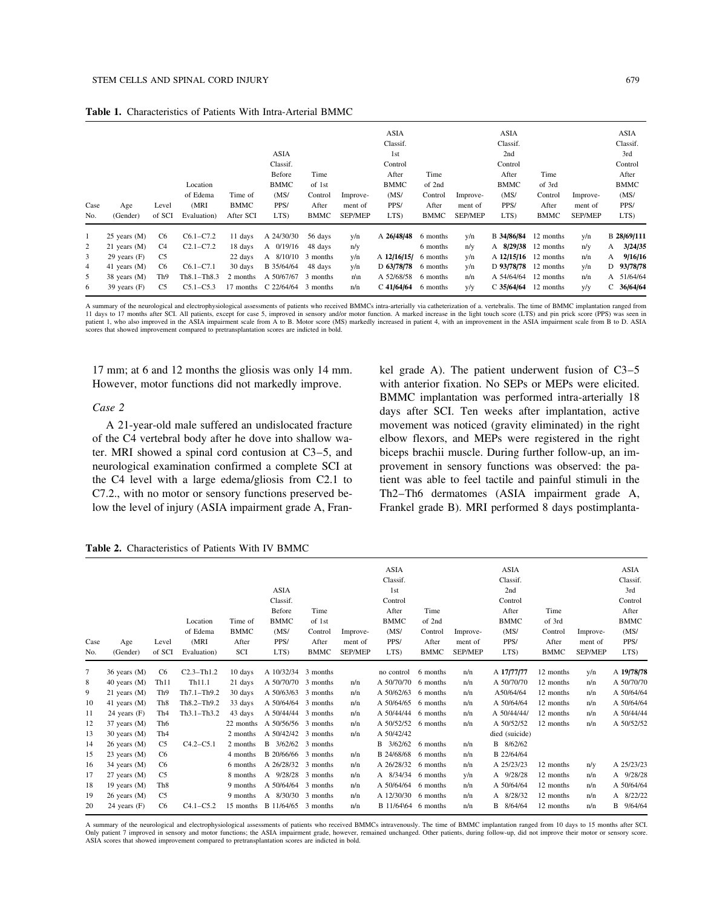**Table 1.** Characteristics of Patients With Intra-Arterial BMMC

| Case No. | Age (Gender) | Level of SCI | Location of Edema (MRI Evaluation) | Time of BMMC After SCI | ASIA Classif. Before BMMC (MS/PPS/LTS) | Time of 1st Control After BMMC | Improvement of SEP/MEP | ASIA Classif. 1st Control After BMMC (MS/PPS/LTS) | Time of 2nd Control After BMMC | Improvement of SEP/MEP | ASIA Classif. 2nd Control After BMMC (MS/PPS/LTS) | Time of 3rd Control After BMMC | Improvement of SEP/MEP | ASIA Classif. 3rd Control After BMMC (MS/PPS/LTS) |
|---|---|---|---|---|---|---|---|---|---|---|---|---|---|---|
| 1 | 25 years (M) | C6 | C6.1–C7.2 | 11 days | A 24/30/30 | 56 days | y/n | A **26/48/48** | 6 months | y/n | B **34/86/84** | 12 months | y/n | B **28/69/111** |
| 2 | 21 years (M) | C4 | C2.1–C7.2 | 18 days | A 0/19/16 | 48 days | n/y | | 6 months | n/y | A **8/29/38** | 12 months | n/y | A **3/24/35** |
| 3 | 29 years (F) | C5 | | 22 days | A 8/10/10 | 3 months | y/n | A **12/16/15/** | 6 months | y/n | A **12/15/16** | 12 months | n/n | A **9/16/16** |
| 4 | 41 years (M) | C6 | C6.1–C7.1 | 30 days | B 35/64/64 | 48 days | y/n | D **63/78/78** | 6 months | y/n | D **93/78/78** | 12 months | y/n | D **93/78/78** |
| 5 | 38 years (M) | Th9 | Th8.1–Th8.3 | 2 months | A 50/67/67 | 3 months | n\n | A 52/68/58 | 6 months | n/n | A 54/64/64 | 12 months | n/n | A 51/64/64 |
| 6 | 39 years (F) | C5 | C5.1–C5.3 | 17 months | C 22/64/64 | 3 months | n/n | C **41/64/64** | 6 months | y/y | C **35/64/64** | 12 months | y/y | C **36/64/64** |

A summary of the neurological and electrophysiological assessments of patients who received BMMCs intra-arterially via catheterization of a. vertebralis. The time of BMMC implantation ranged from 11 days to 17 months after SCI. All patients, except for case 5, improved in sensory and/or motor function. A marked increase in the light touch score (LTS) and pin prick score (PPS) was seen in patient 1, who also improved in the ASIA impairment scale from A to B. Motor score (MS) markedly increased in patient 4, with an improvement in the ASIA impairment scale from B to D. ASIA scores that showed improvement compared to pretransplantation scores are indicted in bold.

17 mm; at 6 and 12 months the gliosis was only 14 mm. However, motor functions did not markedly improve.

*Case 2*

A 21-year-old male suffered an undislocated fracture of the C4 vertebral body after he dove into shallow water. MRI showed a spinal cord contusion at C3–5, and neurological examination confirmed a complete SCI at the C4 level with a large edema/gliosis from C2.1 to C7.2., with no motor or sensory functions preserved below the level of injury (ASIA impairment grade A, Frankel grade A). The patient underwent fusion of C3–5 with anterior fixation. No SEPs or MEPs were elicited. BMMC implantation was performed intra-arterially 18 days after SCI. Ten weeks after implantation, active movement was noticed (gravity eliminated) in the right elbow flexors, and MEPs were registered in the right biceps brachii muscle. During further follow-up, an improvement in sensory functions was observed: the patient was able to feel tactile and painful stimuli in the Th2–Th6 dermatomes (ASIA impairment grade A, Frankel grade B). MRI performed 8 days postimplanta-

**Table 2.** Characteristics of Patients With IV BMMC

| Case No. | Age (Gender) | Level of SCI | Location of Edema (MRI Evaluation) | Time of BMMC After SCI | ASIA Classif. Before BMMC (MS/PPS/LTS) | Time of 1st Control After BMMC | Improvement of SEP/MEP | ASIA Classif. 1st Control After BMMC (MS/PPS/LTS) | Time of 2nd Control After BMMC | Improvement of SEP/MEP | ASIA Classif. 2nd Control After BMMC (MS/PPS/LTS) | Time of 3rd Control After BMMC | Improvement of SEP/MEP | ASIA Classif. 3rd Control After BMMC (MS/PPS/LTS) |
|---|---|---|---|---|---|---|---|---|---|---|---|---|---|---|
| 7 | 36 years (M) | C6 | C2.3–Th1.2 | 10 days | A 10/32/34 | 3 months | | no control | 6 months | n/n | A **17/77/77** | 12 months | y/n | A **19/78/78** |
| 8 | 40 years (M) | Th11 | Th11.1 | 21 days | A 50/70/70 | 3 months | n/n | A 50/70/70 | 6 months | n/n | A 50/70/70 | 12 months | n/n | A 50/70/70 |
| 9 | 21 years (M) | Th9 | Th7.1–Th9.2 | 30 days | A 50/63/63 | 3 months | n/n | A 50/62/63 | 6 months | n/n | A50/64/64 | 12 months | n/n | A 50/64/64 |
| 10 | 41 years (M) | Th8 | Th8.2–Th9.2 | 33 days | A 50/64/64 | 3 months | n/n | A 50/64/65 | 6 months | n/n | A 50/64/64 | 12 months | n/n | A 50/64/64 |
| 11 | 24 years (F) | Th4 | Th3.1–Th3.2 | 43 days | A 50/44/44 | 3 months | n/n | A 50/44/44 | 6 months | n/n | A 50/44/44/ | 12 months | n/n | A 50/44/44 |
| 12 | 37 years (M) | Th6 | | 22 months | A 50/56/56 | 3 months | n/n | A 50/52/52 | 6 months | n/n | A 50/52/52 | 12 months | n/n | A 50/52/52 |
| 13 | 30 years (M) | Th4 | | 2 months | A 50/42/42 | 3 months | n/n | A 50/42/42 | | | died (suicide) | | | |
| 14 | 26 years (M) | C5 | C4.2–C5.1 | 2 months | B 3/62/62 | 3 months | | B 3/62/62 | 6 months | n/n | B 8/62/62 | | | |
| 15 | 23 years (M) | C6 | | 4 months | B 20/66/66 | 3 months | n/n | B 24/68/68 | 6 months | n/n | B 22/64/64 | | | |
| 16 | 34 years (M) | C6 | | 6 months | A 26/28/32 | 3 months | n/n | A 26/28/32 | 6 months | n/n | A 25/23/23 | 12 months | n/y | A 25/23/23 |
| 17 | 27 years (M) | C5 | | 8 months | A 9/28/28 | 3 months | n/n | A 8/34/34 | 6 months | y/n | A 9/28/28 | 12 months | n/n | A 9/28/28 |
| 18 | 19 years (M) | Th8 | | 9 months | A 50/64/64 | 3 months | n/n | A 50/64/64 | 6 months | n/n | A 50/64/64 | 12 months | n/n | A 50/64/64 |
| 19 | 26 years (M) | C5 | | 9 months | A 8/30/30 | 3 months | n/n | A 12/30/30 | 6 months | n/n | A 8/28/32 | 12 months | n/n | A 8/22/22 |
| 20 | 24 years (F) | C6 | C4.1–C5.2 | 15 months | B 11/64/65 | 3 months | n/n | B 11/64\64 | 6 months | n/n | B 8/64/64 | 12 months | n/n | B 9/64/64 |

A summary of the neurological and electrophysiological assessments of patients who received BMMCs intravenously. The time of BMMC implantation ranged from 10 days to 15 months after SCI. Only patient 7 improved in sensory and motor functions; the ASIA impairment grade, however, remained unchanged. Other patients, during follow-up, did not improve their motor or sensory score. ASIA scores that showed improvement compared to pretransplantation scores are indicted in bold.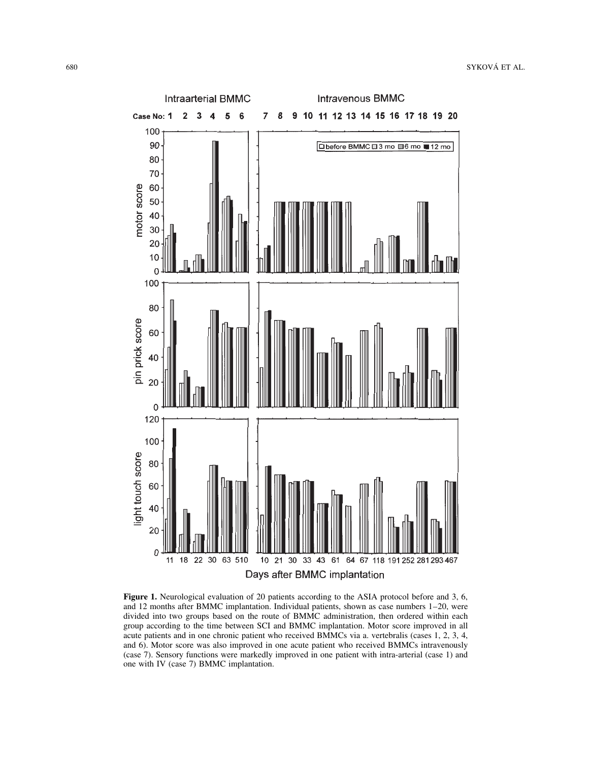**Figure 1.** Neurological evaluation of 20 patients according to the ASIA protocol before and 3, 6, and 12 months after BMMC implantation. Individual patients, shown as case numbers 1–20, were divided into two groups based on the route of BMMC administration, then ordered within each group according to the time between SCI and BMMC implantation. Motor score improved in all acute patients and in one chronic patient who received BMMCs via a. vertebralis (cases 1, 2, 3, 4, and 6). Motor score was also improved in one acute patient who received BMMCs intravenously (case 7). Sensory functions were markedly improved in one patient with intra-arterial (case 1) and one with IV (case 7) BMMC implantation.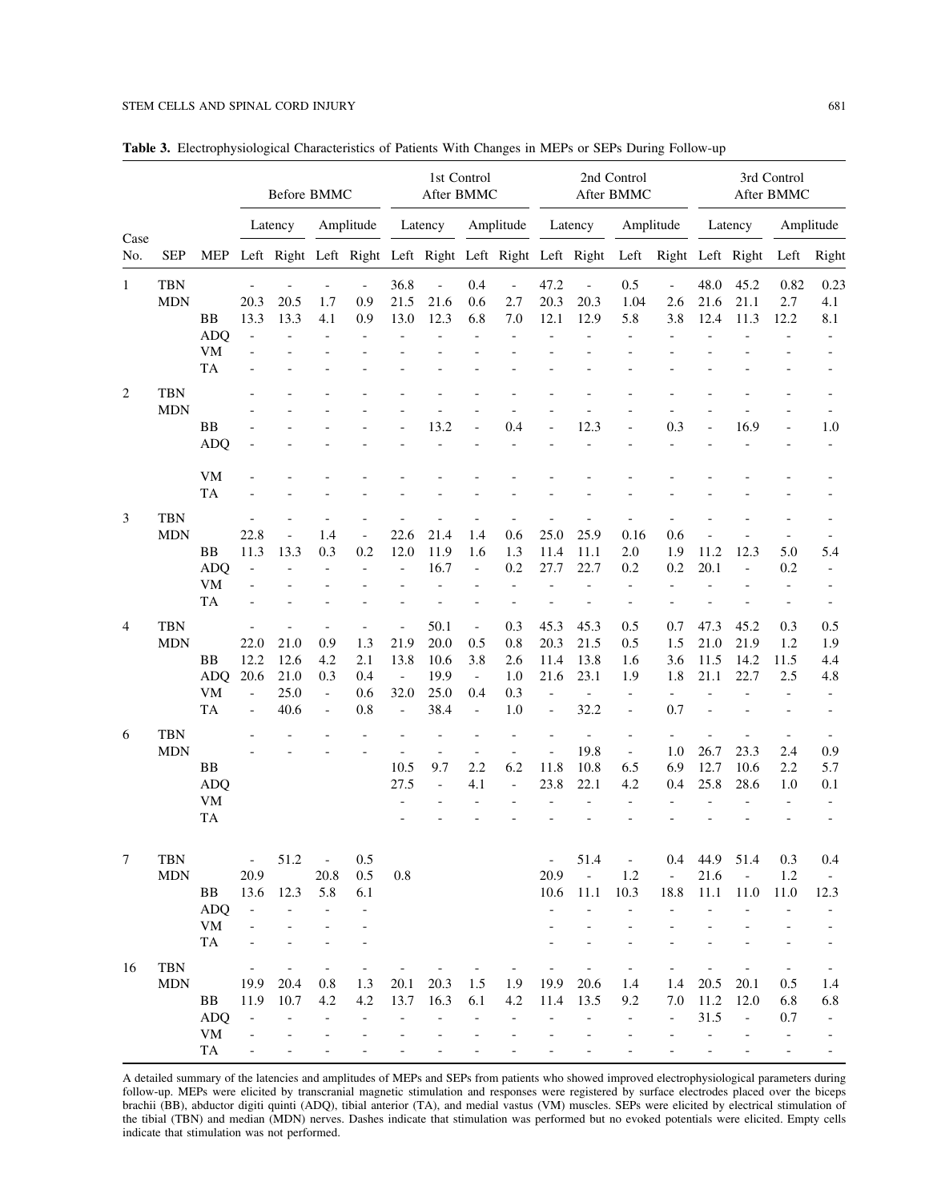**Table 3.** Electrophysiological Characteristics of Patients With Changes in MEPs or SEPs During Follow-up

| | | | Before BMMC | | | | 1st Control After BMMC | | | | 2nd Control After BMMC | | | | 3rd Control After BMMC | | | |
|---|---|---|---|---|---|---|---|---|---|---|---|---|---|---|---|---|---|---|
| | | | Latency | | Amplitude | | Latency | | Amplitude | | Latency | | Amplitude | | Latency | | Amplitude | |
| Case No. | SEP | MEP | Left | Right | Left | Right | Left | Right | Left | Right | Left | Right | Left | Right | Left | Right | Left | Right |
| 1 | TBN | | - | - | - | - | 36.8 | - | 0.4 | - | 47.2 | - | 0.5 | - | 48.0 | 45.2 | 0.82 | 0.23 |
| | MDN | | 20.3 | 20.5 | 1.7 | 0.9 | 21.5 | 21.6 | 0.6 | 2.7 | 20.3 | 20.3 | 1.04 | 2.6 | 21.6 | 21.1 | 2.7 | 4.1 |
| | | BB | 13.3 | 13.3 | 4.1 | 0.9 | 13.0 | 12.3 | 6.8 | 7.0 | 12.1 | 12.9 | 5.8 | 3.8 | 12.4 | 11.3 | 12.2 | 8.1 |
| | | ADQ | - | - | - | - | - | - | - | - | - | - | - | - | - | - | - | - |
| | | VM | - | - | - | - | - | - | - | - | - | - | - | - | - | - | - | - |
| | | TA | - | - | - | - | - | - | - | - | - | - | - | - | - | - | - | - |
| 2 | TBN | | - | - | - | - | - | - | - | - | - | - | - | - | - | - | - | - |
| | MDN | | - | - | - | - | - | - | - | - | - | - | - | - | - | - | - | - |
| | | BB | - | - | - | - | - | 13.2 | - | 0.4 | - | 12.3 | - | 0.3 | - | 16.9 | - | 1.0 |
| | | ADQ | - | - | - | - | - | - | - | - | - | - | - | - | - | - | - | - |
| | | VM | - | - | - | - | - | - | - | - | - | - | - | - | - | - | - | - |
| | | TA | - | - | - | - | - | - | - | - | - | - | - | - | - | - | - | - |
| 3 | TBN | | - | - | - | - | - | - | - | - | - | - | - | - | - | - | - | - |
| | MDN | | 22.8 | - | 1.4 | - | 22.6 | 21.4 | 1.4 | 0.6 | 25.0 | 25.9 | 0.16 | 0.6 | - | - | - | - |
| | | BB | 11.3 | 13.3 | 0.3 | 0.2 | 12.0 | 11.9 | 1.6 | 1.3 | 11.4 | 11.1 | 2.0 | 1.9 | 11.2 | 12.3 | 5.0 | 5.4 |
| | | ADQ | - | - | - | - | - | 16.7 | - | 0.2 | 27.7 | 22.7 | 0.2 | 0.2 | 20.1 | - | 0.2 | - |
| | | VM | - | - | - | - | - | - | - | - | - | - | - | - | - | - | - | - |
| | | TA | - | - | - | - | - | - | - | - | - | - | - | - | - | - | - | - |
| 4 | TBN | | - | - | - | - | - | 50.1 | - | 0.3 | 45.3 | 45.3 | 0.5 | 0.7 | 47.3 | 45.2 | 0.3 | 0.5 |
| | MDN | | 22.0 | 21.0 | 0.9 | 1.3 | 21.9 | 20.0 | 0.5 | 0.8 | 20.3 | 21.5 | 0.5 | 1.5 | 21.0 | 21.9 | 1.2 | 1.9 |
| | | BB | 12.2 | 12.6 | 4.2 | 2.1 | 13.8 | 10.6 | 3.8 | 2.6 | 11.4 | 13.8 | 1.6 | 3.6 | 11.5 | 14.2 | 11.5 | 4.4 |
| | | ADQ | 20.6 | 21.0 | 0.3 | 0.4 | - | 19.9 | - | 1.0 | 21.6 | 23.1 | 1.9 | 1.8 | 21.1 | 22.7 | 2.5 | 4.8 |
| | | VM | - | 25.0 | - | 0.6 | 32.0 | 25.0 | 0.4 | 0.3 | - | - | - | - | - | - | - | - |
| | | TA | - | 40.6 | - | 0.8 | - | 38.4 | - | 1.0 | - | 32.2 | - | 0.7 | - | - | - | - |
| 6 | TBN | | - | - | - | - | - | - | - | - | - | - | - | - | - | - | - | - |
| | MDN | | - | - | - | - | - | - | - | - | - | 19.8 | - | 1.0 | 26.7 | 23.3 | 2.4 | 0.9 |
| | | BB | | | | | 10.5 | 9.7 | 2.2 | 6.2 | 11.8 | 10.8 | 6.5 | 6.9 | 12.7 | 10.6 | 2.2 | 5.7 |
| | | ADQ | | | | | 27.5 | - | 4.1 | - | 23.8 | 22.1 | 4.2 | 0.4 | 25.8 | 28.6 | 1.0 | 0.1 |
| | | VM | | | | | - | - | - | - | - | - | - | - | - | - | - | - |
| | | TA | | | | | - | - | - | - | - | - | - | - | - | - | - | - |
| 7 | TBN | | - | 51.2 | - | 0.5 | | | | | - | 51.4 | - | 0.4 | 44.9 | 51.4 | 0.3 | 0.4 |
| | MDN | | 20.9 | | 20.8 | 0.5 | 0.8 | | | | 20.9 | - | 1.2 | - | 21.6 | - | 1.2 | - |
| | | BB | 13.6 | 12.3 | 5.8 | 6.1 | | | | | 10.6 | 11.1 | 10.3 | 18.8 | 11.1 | 11.0 | 11.0 | 12.3 |
| | | ADQ | - | - | - | - | | | | | - | - | - | - | - | - | - | - |
| | | VM | - | - | - | - | | | | | - | - | - | - | - | - | - | - |
| | | TA | - | - | - | - | | | | | - | - | - | - | - | - | - | - |
| 16 | TBN | | - | - | - | - | - | - | - | - | - | - | - | - | - | - | - | - |
| | MDN | | 19.9 | 20.4 | 0.8 | 1.3 | 20.1 | 20.3 | 1.5 | 1.9 | 19.9 | 20.6 | 1.4 | 1.4 | 20.5 | 20.1 | 0.5 | 1.4 |
| | | BB | 11.9 | 10.7 | 4.2 | 4.2 | 13.7 | 16.3 | 6.1 | 4.2 | 11.4 | 13.5 | 9.2 | 7.0 | 11.2 | 12.0 | 6.8 | 6.8 |
| | | ADQ | - | - | - | - | - | - | - | - | - | - | - | - | 31.5 | - | 0.7 | - |
| | | VM | - | - | - | - | - | - | - | - | - | - | - | - | - | - | - | - |
| | | TA | - | - | - | - | - | - | - | - | - | - | - | - | - | - | - | - |

A detailed summary of the latencies and amplitudes of MEPs and SEPs from patients who showed improved electrophysiological parameters during follow-up. MEPs were elicited by transcranial magnetic stimulation and responses were registered by surface electrodes placed over the biceps brachii (BB), abductor digiti quinti (ADQ), tibial anterior (TA), and medial vastus (VM) muscles. SEPs were elicited by electrical stimulation of the tibial (TBN) and median (MDN) nerves. Dashes indicate that stimulation was performed but no evoked potentials were elicited. Empty cells indicate that stimulation was not performed.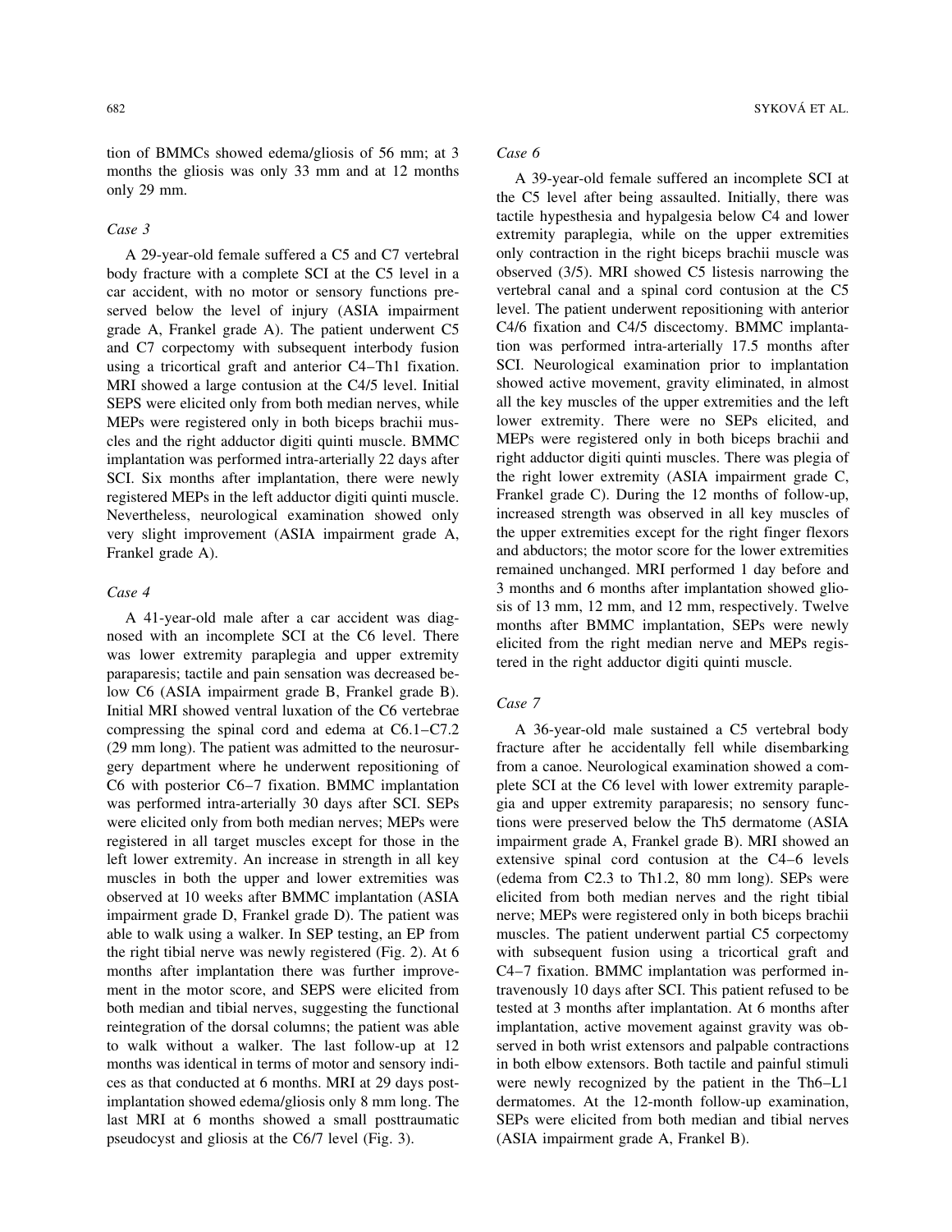tion of BMMCs showed edema/gliosis of 56 mm; at 3 months the gliosis was only 33 mm and at 12 months only 29 mm.

*Case 3*

A 29-year-old female suffered a C5 and C7 vertebral body fracture with a complete SCI at the C5 level in a car accident, with no motor or sensory functions preserved below the level of injury (ASIA impairment grade A, Frankel grade A). The patient underwent C5 and C7 corpectomy with subsequent interbody fusion using a tricortical graft and anterior C4–Th1 fixation. MRI showed a large contusion at the C4/5 level. Initial SEPS were elicited only from both median nerves, while MEPs were registered only in both biceps brachii muscles and the right adductor digiti quinti muscle. BMMC implantation was performed intra-arterially 22 days after SCI. Six months after implantation, there were newly registered MEPs in the left adductor digiti quinti muscle. Nevertheless, neurological examination showed only very slight improvement (ASIA impairment grade A, Frankel grade A).

*Case 4*

A 41-year-old male after a car accident was diagnosed with an incomplete SCI at the C6 level. There was lower extremity paraplegia and upper extremity paraparesis; tactile and pain sensation was decreased below C6 (ASIA impairment grade B, Frankel grade B). Initial MRI showed ventral luxation of the C6 vertebrae compressing the spinal cord and edema at C6.1–C7.2 (29 mm long). The patient was admitted to the neurosurgery department where he underwent repositioning of C6 with posterior C6–7 fixation. BMMC implantation was performed intra-arterially 30 days after SCI. SEPs were elicited only from both median nerves; MEPs were registered in all target muscles except for those in the left lower extremity. An increase in strength in all key muscles in both the upper and lower extremities was observed at 10 weeks after BMMC implantation (ASIA impairment grade D, Frankel grade D). The patient was able to walk using a walker. In SEP testing, an EP from the right tibial nerve was newly registered (Fig. 2). At 6 months after implantation there was further improvement in the motor score, and SEPS were elicited from both median and tibial nerves, suggesting the functional reintegration of the dorsal columns; the patient was able to walk without a walker. The last follow-up at 12 months was identical in terms of motor and sensory indices as that conducted at 6 months. MRI at 29 days postimplantation showed edema/gliosis only 8 mm long. The last MRI at 6 months showed a small posttraumatic pseudocyst and gliosis at the C6/7 level (Fig. 3).

*Case 6*

A 39-year-old female suffered an incomplete SCI at the C5 level after being assaulted. Initially, there was tactile hypesthesia and hypalgesia below C4 and lower extremity paraplegia, while on the upper extremities only contraction in the right biceps brachii muscle was observed (3/5). MRI showed C5 listesis narrowing the vertebral canal and a spinal cord contusion at the C5 level. The patient underwent repositioning with anterior C4/6 fixation and C4/5 discectomy. BMMC implantation was performed intra-arterially 17.5 months after SCI. Neurological examination prior to implantation showed active movement, gravity eliminated, in almost all the key muscles of the upper extremities and the left lower extremity. There were no SEPs elicited, and MEPs were registered only in both biceps brachii and right adductor digiti quinti muscles. There was plegia of the right lower extremity (ASIA impairment grade C, Frankel grade C). During the 12 months of follow-up, increased strength was observed in all key muscles of the upper extremities except for the right finger flexors and abductors; the motor score for the lower extremities remained unchanged. MRI performed 1 day before and 3 months and 6 months after implantation showed gliosis of 13 mm, 12 mm, and 12 mm, respectively. Twelve months after BMMC implantation, SEPs were newly elicited from the right median nerve and MEPs registered in the right adductor digiti quinti muscle.

*Case 7*

A 36-year-old male sustained a C5 vertebral body fracture after he accidentally fell while disembarking from a canoe. Neurological examination showed a complete SCI at the C6 level with lower extremity paraplegia and upper extremity paraparesis; no sensory functions were preserved below the Th5 dermatome (ASIA impairment grade A, Frankel grade B). MRI showed an extensive spinal cord contusion at the C4–6 levels (edema from C2.3 to Th1.2, 80 mm long). SEPs were elicited from both median nerves and the right tibial nerve; MEPs were registered only in both biceps brachii muscles. The patient underwent partial C5 corpectomy with subsequent fusion using a tricortical graft and C4–7 fixation. BMMC implantation was performed intravenously 10 days after SCI. This patient refused to be tested at 3 months after implantation. At 6 months after implantation, active movement against gravity was observed in both wrist extensors and palpable contractions in both elbow extensors. Both tactile and painful stimuli were newly recognized by the patient in the Th6–L1 dermatomes. At the 12-month follow-up examination, SEPs were elicited from both median and tibial nerves (ASIA impairment grade A, Frankel B).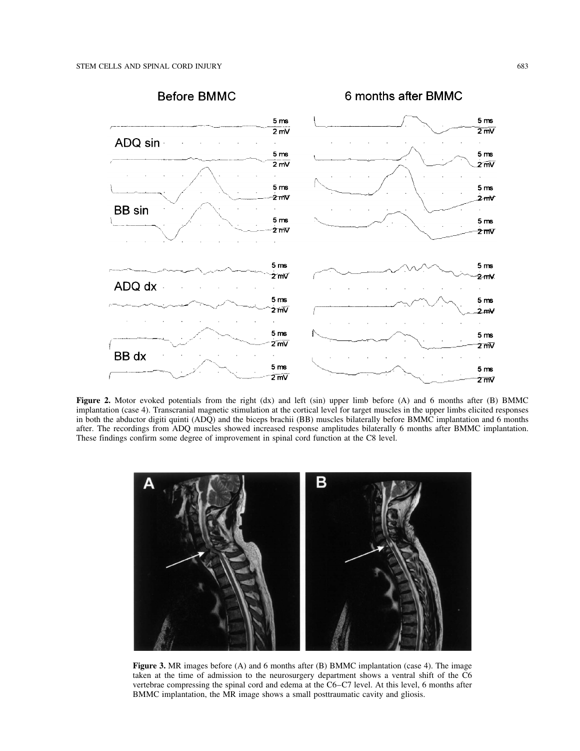**Figure 2.** Motor evoked potentials from the right (dx) and left (sin) upper limb before (A) and 6 months after (B) BMMC implantation (case 4). Transcranial magnetic stimulation at the cortical level for target muscles in the upper limbs elicited responses in both the abductor digiti quinti (ADQ) and the biceps brachii (BB) muscles bilaterally before BMMC implantation and 6 months after. The recordings from ADQ muscles showed increased response amplitudes bilaterally 6 months after BMMC implantation. These findings confirm some degree of improvement in spinal cord function at the C8 level.

**Figure 3.** MR images before (A) and 6 months after (B) BMMC implantation (case 4). The image taken at the time of admission to the neurosurgery department shows a ventral shift of the C6 vertebrae compressing the spinal cord and edema at the C6–C7 level. At this level, 6 months after BMMC implantation, the MR image shows a small posttraumatic cavity and gliosis.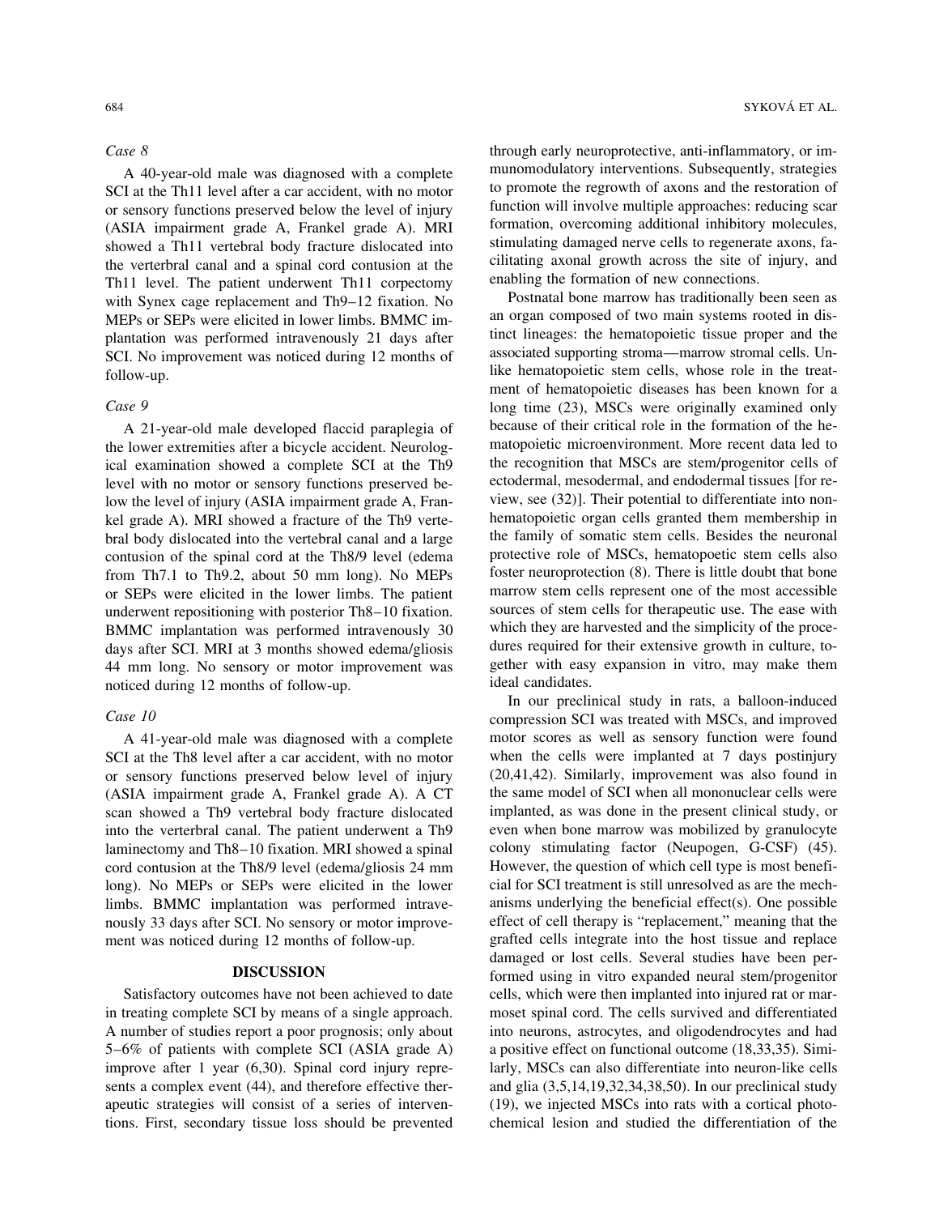### Case 8

A 40-year-old male was diagnosed with a complete SCI at the Th11 level after a car accident, with no motor or sensory functions preserved below the level of injury (ASIA impairment grade A, Frankel grade A). MRI showed a Th11 vertebral body fracture dislocated into the verterbal canal and a spinal cord contusion at the Th11 level. The patient underwent Th11 corpectomy with Synex cage replacement and Th9–12 fixation. No MEPs or SEPs were elicited in lower limbs. BMMC implantation was performed intravenously 21 days after SCI. No improvement was noticed during 12 months of follow-up.

### Case 9

A 21-year-old male developed flaccid paraplegia of the lower extremities after a bicycle accident. Neurological examination showed a complete SCI at the Th9 level with no motor or sensory functions preserved below the level of injury (ASIA impairment grade A, Frankel grade A). MRI showed a fracture of the Th9 vertebral body dislocated into the vertebral canal and a large contusion of the spinal cord at the Th8/9 level (edema from Th7.1 to Th9.2, about 50 mm long). No MEPs or SEPs were elicited in the lower limbs. The patient underwent repositioning with posterior Th8–10 fixation. BMMC implantation was performed intravenously 30 days after SCI. MRI at 3 months showed edema/gliosis 44 mm long. No sensory or motor improvement was noticed during 12 months of follow-up.

### Case 10

A 41-year-old male was diagnosed with a complete SCI at the Th8 level after a car accident, with no motor or sensory functions preserved below the level of injury (ASIA impairment grade A, Frankel grade A). A CT scan showed a Th9 vertebral body fracture dislocated into the verterbal canal. The patient underwent a Th9 laminectomy and Th8–10 fixation. MRI showed a spinal cord contusion at the Th8/9 level (edema/gliosis 24 mm long). No MEPs or SEPs were elicited in the lower limbs. BMMC implantation was performed intravenously 33 days after SCI. No sensory or motor improvement was noticed during 12 months of follow-up.

## DISCUSSION

Satisfactory outcomes have not been achieved to date in treating complete SCI by means of a single approach. A number of studies report a poor prognosis; only about 5–6% of patients with complete SCI (ASIA grade A) improve after 1 year (6,30). Spinal cord injury represents a complex event (44), and therefore effective therapeutic strategies will consist of a series of interventions. First, secondary tissue loss should be prevented through early neuroprotective, anti-inflammatory, or immunomodulatory interventions. Subsequently, strategies to promote the regrowth of axons and the restoration of function will involve multiple approaches: reducing scar formation, overcoming additional inhibitory molecules, stimulating damaged nerve cells to regenerate axons, facilitating axonal growth across the site of injury, and enabling the formation of new connections.

Postnatal bone marrow has traditionally been seen as an organ composed of two main systems rooted in distinct lineages: the hematopoietic tissue proper and the associated supporting stroma—marrow stromal cells. Unlike hematopoietic stem cells, whose role in the treatment of hematopoietic diseases has been known for a long time (23), MSCs were originally examined only because of their critical role in the formation of the hematopoietic microenvironment. More recent data led to the recognition that MSCs are stem/progenitor cells of ectodermal, mesodermal, and endodermal tissues [for review, see (32)]. Their potential to differentiate into nonhematopoietic organ cells granted them membership in the family of somatic stem cells. Besides the neuronal protective role of MSCs, hematopoetic stem cells also foster neuroprotection (8). There is little doubt that bone marrow stem cells represent one of the most accessible sources of stem cells for therapeutic use. The ease with which they are harvested and the simplicity of the procedures required for their extensive growth in culture, together with easy expansion in vitro, may make them ideal candidates.

In our preclinical study in rats, a balloon-induced compression SCI was treated with MSCs, and improved motor scores as well as sensory function were found when the cells were implanted at 7 days postinjury (20,41,42). Similarly, improvement was also found in the same model of SCI when all mononuclear cells were implanted, as was done in the present clinical study, or even when bone marrow was mobilized by granulocyte colony stimulating factor (Neupogen, G-CSF) (45). However, the question of which cell type is most beneficial for SCI treatment is still unresolved as are the mechanisms underlying the beneficial effect(s). One possible effect of cell therapy is "replacement," meaning that the grafted cells integrate into the host tissue and replace damaged or lost cells. Several studies have been performed using in vitro expanded neural stem/progenitor cells, which were then implanted into injured rat or marmoset spinal cord. The cells survived and differentiated into neurons, astrocytes, and oligodendrocytes and had a positive effect on functional outcome (18,33,35). Similarly, MSCs can also differentiate into neuron-like cells and glia (3,5,14,19,32,34,38,50). In our preclinical study (19), we injected MSCs into rats with a cortical photochemical lesion and studied the differentiation of the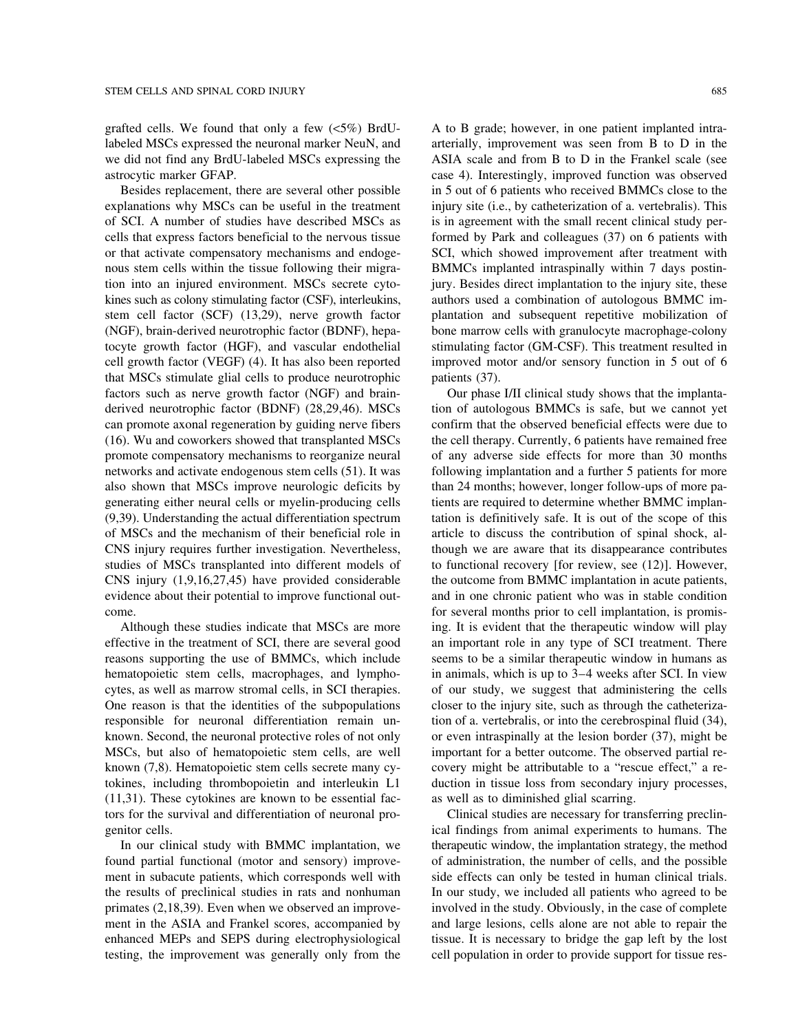grafted cells. We found that only a few (<5%) BrdU-labeled MSCs expressed the neuronal marker NeuN, and we did not find any BrdU-labeled MSCs expressing the astrocytic marker GFAP.

Besides replacement, there are several other possible explanations why MSCs can be useful in the treatment of SCI. A number of studies have described MSCs as cells that express factors beneficial to the nervous tissue or that activate compensatory mechanisms and endogenous stem cells within the tissue following their migration into an injured environment. MSCs secrete cytokines such as colony stimulating factor (CSF), interleukins, stem cell factor (SCF) (13,29), nerve growth factor (NGF), brain-derived neurotrophic factor (BDNF), hepatocyte growth factor (HGF), and vascular endothelial cell growth factor (VEGF) (4). It has also been reported that MSCs stimulate glial cells to produce neurotrophic factors such as nerve growth factor (NGF) and brain-derived neurotrophic factor (BDNF) (28,29,46). MSCs can promote axonal regeneration by guiding nerve fibers (16). Wu and coworkers showed that transplanted MSCs promote compensatory mechanisms to reorganize neural networks and activate endogenous stem cells (51). It was also shown that MSCs improve neurologic deficits by generating either neural cells or myelin-producing cells (9,39). Understanding the actual differentiation spectrum of MSCs and the mechanism of their beneficial role in CNS injury requires further investigation. Nevertheless, studies of MSCs transplanted into different models of CNS injury (1,9,16,27,45) have provided considerable evidence about their potential to improve functional outcome.

Although these studies indicate that MSCs are more effective in the treatment of SCI, there are several good reasons supporting the use of BMMCs, which include hematopoietic stem cells, macrophages, and lymphocytes, as well as marrow stromal cells, in SCI therapies. One reason is that the identities of the subpopulations responsible for neuronal differentiation remain unknown. Second, the neuronal protective roles of not only MSCs, but also of hematopoietic stem cells, are well known (7,8). Hematopoietic stem cells secrete many cytokines, including thrombopoietin and interleukin L1 (11,31). These cytokines are known to be essential factors for the survival and differentiation of neuronal progenitor cells.

In our clinical study with BMMC implantation, we found partial functional (motor and sensory) improvement in subacute patients, which corresponds well with the results of preclinical studies in rats and nonhuman primates (2,18,39). Even when we observed an improvement in the ASIA and Frankel scores, accompanied by enhanced MEPs and SEPS during electrophysiological testing, the improvement was generally only from the A to B grade; however, in one patient implanted intraarterially, improvement was seen from B to D in the ASIA scale and from B to D in the Frankel scale (see case 4). Interestingly, improved function was observed in 5 out of 6 patients who received BMMCs close to the injury site (i.e., by catheterization of a. vertebralis). This is in agreement with the small recent clinical study performed by Park and colleagues (37) on 6 patients with SCI, which showed improvement after treatment with BMMCs implanted intraspinally within 7 days postinjury. Besides direct implantation to the injury site, these authors used a combination of autologous BMMC implantation and subsequent repetitive mobilization of bone marrow cells with granulocyte macrophage-colony stimulating factor (GM-CSF). This treatment resulted in improved motor and/or sensory function in 5 out of 6 patients (37).

Our phase I/II clinical study shows that the implantation of autologous BMMCs is safe, but we cannot yet confirm that the observed beneficial effects were due to the cell therapy. Currently, 6 patients have remained free of any adverse side effects for more than 30 months following implantation and a further 5 patients for more than 24 months; however, longer follow-ups of more patients are required to determine whether BMMC implantation is definitively safe. It is out of the scope of this article to discuss the contribution of spinal shock, although we are aware that its disappearance contributes to functional recovery [for review, see (12)]. However, the outcome from BMMC implantation in acute patients, and in one chronic patient who was in stable condition for several months prior to cell implantation, is promising. It is evident that the therapeutic window will play an important role in any type of SCI treatment. There seems to be a similar therapeutic window in humans as in animals, which is up to 3–4 weeks after SCI. In view of our study, we suggest that administering the cells closer to the injury site, such as through the catheterization of a. vertebralis, or into the cerebrospinal fluid (34), or even intraspinally at the lesion border (37), might be important for a better outcome. The observed partial recovery might be attributable to a "rescue effect," a reduction in tissue loss from secondary injury processes, as well as to diminished glial scarring.

Clinical studies are necessary for transferring preclinical findings from animal experiments to humans. The therapeutic window, the implantation strategy, the method of administration, the number of cells, and the possible side effects can only be tested in human clinical trials. In our study, we included all patients who agreed to be involved in the study. Obviously, in the case of complete and large lesions, cells alone are not able to repair the tissue. It is necessary to bridge the gap left by the lost cell population in order to provide support for tissue res-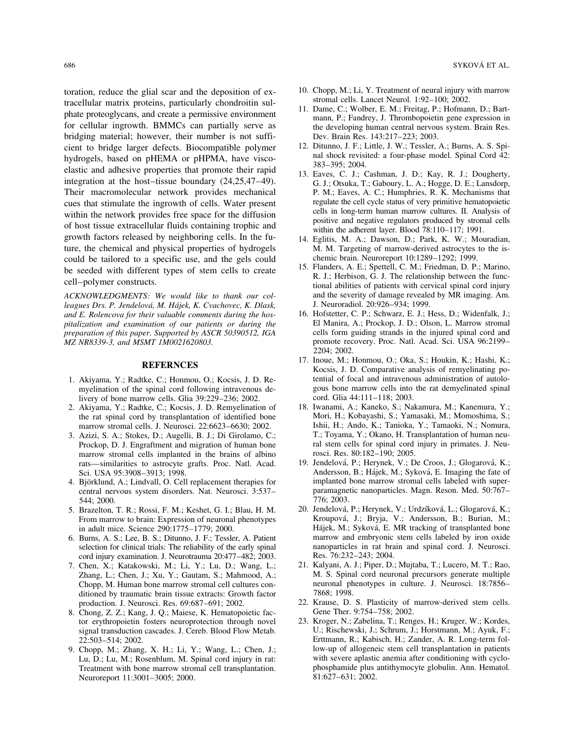toration, reduce the glial scar and the deposition of extracellular matrix proteins, particularly chondroitin sulphate proteoglycans, and create a permissive environment for cellular ingrowth. BMMCs can partially serve as bridging material; however, their number is not sufficient to bridge larger defects. Biocompatible polymer hydrogels, based on pHEMA or pHPMA, have viscoelastic and adhesive properties that promote their rapid integration at the host–tissue boundary (24,25,47–49). Their macromolecular network provides mechanical cues that stimulate the ingrowth of cells. Water present within the network provides free space for the diffusion of host tissue extracellular fluids containing trophic and growth factors released by neighboring cells. In the future, the chemical and physical properties of hydrogels could be tailored to a specific use, and the gels could be seeded with different types of stem cells to create cell–polymer constructs.

*ACKNOWLEDGMENTS: We would like to thank our colleagues Drs. P. Jendelová, M. Hájek, K. Cvachovec, K. Dlask, and E. Rolencova for their valuable comments during the hospitalization and examination of our patients or during the preparation of this paper. Supported by ASCR 50390512, IGA MZ NR8339-3, and MSMT 1M0021620803.*

## REFERNCES

1. Akiyama, Y.; Radtke, C.; Honmou, O.; Kocsis, J. D. Remyelination of the spinal cord following intravenous delivery of bone marrow cells. Glia 39:229–236; 2002.
2. Akiyama, Y.; Radtke, C.; Kocsis, J. D. Remyelination of the rat spinal cord by transplantation of identified bone marrow stromal cells. J. Neurosci. 22:6623–6630; 2002.
3. Azizi, S. A.; Stokes, D.; Augelli, B. J.; Di Girolamo, C.; Prockop, D. J. Engraftment and migration of human bone marrow stromal cells implanted in the brains of albino rats—similarities to astrocyte grafts. Proc. Natl. Acad. Sci. USA 95:3908–3913; 1998.
4. Björklund, A.; Lindvall, O. Cell replacement therapies for central nervous system disorders. Nat. Neurosci. 3:537–544; 2000.
5. Brazelton, T. R.; Rossi, F. M.; Keshet, G. I.; Blau, H. M. From marrow to brain: Expression of neuronal phenotypes in adult mice. Science 290:1775–1779; 2000.
6. Burns, A. S.; Lee, B. S.; Ditunno, J. F.; Tessler, A. Patient selection for clinical trials: The reliability of the early spinal cord injury examination. J. Neurotrauma 20:477–482; 2003.
7. Chen, X.; Katakowski, M.; Li, Y.; Lu, D.; Wang, L.; Zhang, L.; Chen, J.; Xu, Y.; Gautam, S.; Mahmood, A.; Chopp, M. Human bone marrow stromal cell cultures conditioned by traumatic brain tissue extracts: Growth factor production. J. Neurosci. Res. 69:687–691; 2002.
8. Chong, Z. Z.; Kang, J. Q.; Maiese, K. Hematopoietic factor erythropoietin fosters neuroprotection through novel signal transduction cascades. J. Cereb. Blood Flow Metab. 22:503–514; 2002.
9. Chopp, M.; Zhang, X. H.; Li, Y.; Wang, L.; Chen, J.; Lu, D.; Lu, M.; Rosenblum, M. Spinal cord injury in rat: Treatment with bone marrow stromal cell transplantation. Neuroreport 11:3001–3005; 2000.
10. Chopp, M.; Li, Y. Treatment of neural injury with marrow stromal cells. Lancet Neurol. 1:92–100; 2002.
11. Dame, C.; Wolber, E. M.; Freitag, P.; Hofmann, D.; Bartmann, P.; Fandrey, J. Thrombopoietin gene expression in the developing human central nervous system. Brain Res. Dev. Brain Res. 143:217–223; 2003.
12. Ditunno, J. F.; Little, J. W.; Tessler, A.; Burns, A. S. Spinal shock revisited: a four-phase model. Spinal Cord 42: 383–395; 2004.
13. Eaves, C. J.; Cashman, J. D.; Kay, R. J.; Dougherty, G. J.; Otsuka, T.; Gaboury, L. A.; Hogge, D. E.; Lansdorp, P. M.; Eaves, A. C.; Humphries, R. K. Mechanisms that regulate the cell cycle status of very primitive hematopoietic cells in long-term human marrow cultures. II. Analysis of positive and negative regulators produced by stromal cells within the adherent layer. Blood 78:110–117; 1991.
14. Eglitis, M. A.; Dawson, D.; Park, K. W.; Mouradian, M. M. Targeting of marrow-derived astrocytes to the ischemic brain. Neuroreport 10:1289–1292; 1999.
15. Flanders, A. E.; Spettell, C. M.; Friedman, D. P.; Marino, R. J.; Herbison, G. J. The relationship between the functional abilities of patients with cervical spinal cord injury and the severity of damage revealed by MR imaging. Am. J. Neuroradiol. 20:926–934; 1999.
16. Hofstetter, C. P.; Schwarz, E. J.; Hess, D.; Widenfalk, J.; El Manira, A.; Prockop, J. D.; Olson, L. Marrow stromal cells form guiding strands in the injured spinal cord and promote recovery. Proc. Natl. Acad. Sci. USA 96:2199–2204; 2002.
17. Inoue, M.; Honmou, O.; Oka, S.; Houkin, K.; Hashi, K.; Kocsis, J. D. Comparative analysis of remyelinating potential of focal and intravenous administration of autologous bone marrow cells into the rat demyelinated spinal cord. Glia 44:111–118; 2003.
18. Iwanami, A.; Kaneko, S.; Nakamura, M.; Kanemura, Y.; Mori, H.; Kobayashi, S.; Yamasaki, M.; Momoshima, S.; Ishii, H.; Ando, K.; Tanioka, Y.; Tamaoki, N.; Nomura, T.; Toyama, Y.; Okano, H. Transplantation of human neural stem cells for spinal cord injury in primates. J. Neurosci. Res. 80:182–190; 2005.
19. Jendelová, P.; Herynek, V.; De Croos, J.; Glogarová, K.; Andersson, B.; Hájek, M.; Syková, E. Imaging the fate of implanted bone marrow stromal cells labeled with superparamagnetic nanoparticles. Magn. Reson. Med. 50:767–776; 2003.
20. Jendelová, P.; Herynek, V.; Urdzíková, L.; Glogarová, K.; Kroupová, J.; Bryja, V.; Andersson, B.; Burian, M.; Hájek, M.; Syková, E. MR tracking of transplanted bone marrow and embryonic stem cells labeled by iron oxide nanoparticles in rat brain and spinal cord. J. Neurosci. Res. 76:232–243; 2004.
21. Kalyani, A. J.; Piper, D.; Mujtaba, T.; Lucero, M. T.; Rao, M. S. Spinal cord neuronal precursors generate multiple neuronal phenotypes in culture. J. Neurosci. 18:7856–7868; 1998.
22. Krause, D. S. Plasticity of marrow-derived stem cells. Gene Ther. 9:754–758; 2002.
23. Kroger, N.; Zabelina, T.; Renges, H.; Kruger, W.; Kordes, U.; Rischewski, J.; Schrum, J.; Horstmann, M.; Ayuk, F.; Erttmann, R.; Kabisch, H.; Zander, A. R. Long-term follow-up of allogeneic stem cell transplantation in patients with severe aplastic anemia after conditioning with cyclophosphamide plus antithymocyte globulin. Ann. Hematol. 81:627–631; 2002.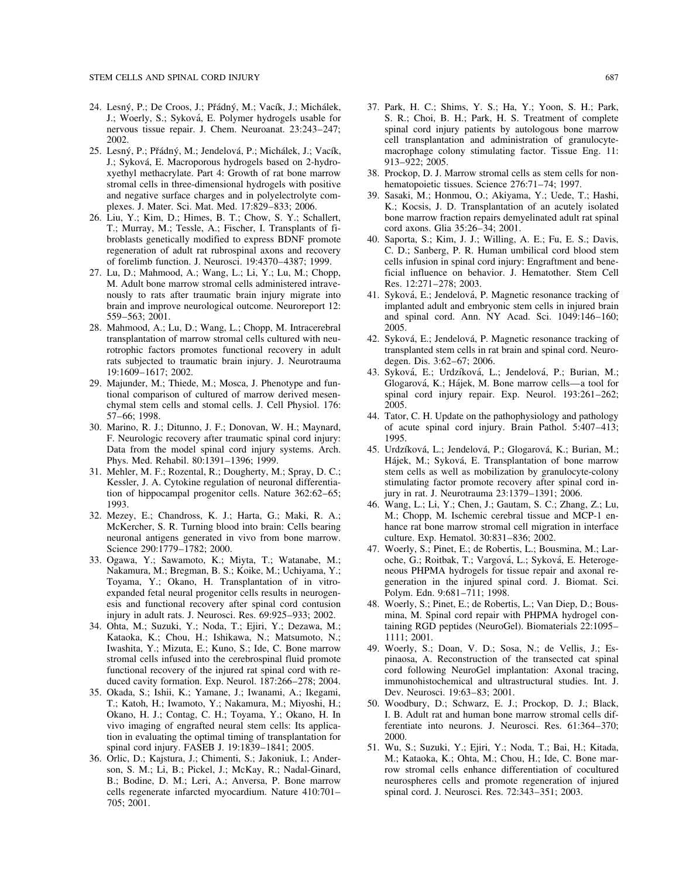24. Lesný, P.; De Croos, J.; Přádný, M.; Vacík, J.; Michálek, J.; Woerly, S.; Syková, E. Polymer hydrogels usable for nervous tissue repair. J. Chem. Neuroanat. 23:243–247; 2002.
25. Lesný, P.; Přádný, M.; Jendelová, P.; Michálek, J.; Vacík, J.; Syková, E. Macroporous hydrogels based on 2-hydroxyethyl methacrylate. Part 4: Growth of rat bone marrow stromal cells in three-dimensional hydrogels with positive and negative surface charges and in polyelectrolyte complexes. J. Mater. Sci. Mat. Med. 17:829–833; 2006.
26. Liu, Y.; Kim, D.; Himes, B. T.; Chow, S. Y.; Schallert, T.; Murray, M.; Tessle, A.; Fischer, I. Transplants of fibroblasts genetically modified to express BDNF promote regeneration of adult rat rubrospinal axons and recovery of forelimb function. J. Neurosci. 19:4370–4387; 1999.
27. Lu, D.; Mahmood, A.; Wang, L.; Li, Y.; Lu, M.; Chopp, M. Adult bone marrow stromal cells administered intravenously to rats after traumatic brain injury migrate into brain and improve neurological outcome. Neuroreport 12: 559–563; 2001.
28. Mahmood, A.; Lu, D.; Wang, L.; Chopp, M. Intracerebral transplantation of marrow stromal cells cultured with neurotrophic factors promotes functional recovery in adult rats subjected to traumatic brain injury. J. Neurotrauma 19:1609–1617; 2002.
29. Majunder, M.; Thiede, M.; Mosca, J. Phenotype and functional comparison of cultured of marrow derived mesenchymal stem cells and stomal cells. J. Cell Physiol. 176: 57–66; 1998.
30. Marino, R. J.; Ditunno, J. F.; Donovan, W. H.; Maynard, F. Neurologic recovery after traumatic spinal cord injury: Data from the model spinal cord injury systems. Arch. Phys. Med. Rehabil. 80:1391–1396; 1999.
31. Mehler, M. F.; Rozental, R.; Dougherty, M.; Spray, D. C.; Kessler, J. A. Cytokine regulation of neuronal differentiation of hippocampal progenitor cells. Nature 362:62–65; 1993.
32. Mezey, E.; Chandross, K. J.; Harta, G.; Maki, R. A.; McKercher, S. R. Turning blood into brain: Cells bearing neuronal antigens generated in vivo from bone marrow. Science 290:1779–1782; 2000.
33. Ogawa, Y.; Sawamoto, K.; Miyta, T.; Watanabe, M.; Nakamura, M.; Bregman, B. S.; Koike, M.; Uchiyama, Y.; Toyama, Y.; Okano, H. Transplantation of in vitro-expanded fetal neural progenitor cells results in neurogenesis and functional recovery after spinal cord contusion injury in adult rats. J. Neurosci. Res. 69:925–933; 2002.
34. Ohta, M.; Suzuki, Y.; Noda, T.; Ejiri, Y.; Dezawa, M.; Kataoka, K.; Chou, H.; Ishikawa, N.; Matsumoto, N.; Iwashita, Y.; Mizuta, E.; Kuno, S.; Ide, C. Bone marrow stromal cells infused into the cerebrospinal fluid promote functional recovery of the injured rat spinal cord with reduced cavity formation. Exp. Neurol. 187:266–278; 2004.
35. Okada, S.; Ishii, K.; Yamane, J.; Iwanami, A.; Ikegami, T.; Katoh, H.; Iwamoto, Y.; Nakamura, M.; Miyoshi, H.; Okano, H. J.; Contag, C. H.; Toyama, Y.; Okano, H. In vivo imaging of engrafted neural stem cells: Its application in evaluating the optimal timing of transplantation for spinal cord injury. FASEB J. 19:1839–1841; 2005.
36. Orlic, D.; Kajstura, J.; Chimenti, S.; Jakoniuk, I.; Anderson, S. M.; Li, B.; Pickel, J.; McKay, R.; Nadal-Ginard, B.; Bodine, D. M.; Leri, A.; Anversa, P. Bone marrow cells regenerate infarcted myocardium. Nature 410:701–705; 2001.
37. Park, H. C.; Shims, Y. S.; Ha, Y.; Yoon, S. H.; Park, S. R.; Choi, B. H.; Park, H. S. Treatment of complete spinal cord injury patients by autologous bone marrow cell transplantation and administration of granulocyte-macrophage colony stimulating factor. Tissue Eng. 11: 913–922; 2005.
38. Prockop, D. J. Marrow stromal cells as stem cells for nonhematopoietic tissues. Science 276:71–74; 1997.
39. Sasaki, M.; Honmou, O.; Akiyama, Y.; Uede, T.; Hashi, K.; Kocsis, J. D. Transplantation of an acutely isolated bone marrow fraction repairs demyelinated adult rat spinal cord axons. Glia 35:26–34; 2001.
40. Saporta, S.; Kim, J. J.; Willing, A. E.; Fu, E. S.; Davis, C. D.; Sanberg, P. R. Human umbilical cord blood stem cells infusion in spinal cord injury: Engraftment and beneficial influence on behavior. J. Hematother. Stem Cell Res. 12:271–278; 2003.
41. Syková, E.; Jendelová, P. Magnetic resonance tracking of implanted adult and embryonic stem cells in injured brain and spinal cord. Ann. NY Acad. Sci. 1049:146–160; 2005.
42. Syková, E.; Jendelová, P. Magnetic resonance tracking of transplanted stem cells in rat brain and spinal cord. Neurodegen. Dis. 3:62–67; 2006.
43. Syková, E.; Urdzíková, L.; Jendelová, P.; Burian, M.; Glogarová, K.; Hájek, M. Bone marrow cells—a tool for spinal cord injury repair. Exp. Neurol. 193:261–262; 2005.
44. Tator, C. H. Update on the pathophysiology and pathology of acute spinal cord injury. Brain Pathol. 5:407–413; 1995.
45. Urdzíková, L.; Jendelová, P.; Glogarová, K.; Burian, M.; Hájek, M.; Syková, E. Transplantation of bone marrow stem cells as well as mobilization by granulocyte-colony stimulating factor promote recovery after spinal cord injury in rat. J. Neurotrauma 23:1379–1391; 2006.
46. Wang, L.; Li, Y.; Chen, J.; Gautam, S. C.; Zhang, Z.; Lu, M.; Chopp, M. Ischemic cerebral tissue and MCP-1 enhance rat bone marrow stromal cell migration in interface culture. Exp. Hematol. 30:831–836; 2002.
47. Woerly, S.; Pinet, E.; de Robertis, L.; Bousmina, M.; Laroche, G.; Roitbak, T.; Vargová, L.; Syková, E. Heterogeneous PHPMA hydrogels for tissue repair and axonal regeneration in the injured spinal cord. J. Biomat. Sci. Polym. Edn. 9:681–711; 1998.
48. Woerly, S.; Pinet, E.; de Robertis, L.; Van Diep, D.; Bousmina, M. Spinal cord repair with PHPMA hydrogel containing RGD peptides (NeuroGel). Biomaterials 22:1095–1111; 2001.
49. Woerly, S.; Doan, V. D.; Sosa, N.; de Vellis, J.; Espinaosa, A. Reconstruction of the transected cat spinal cord following NeuroGel implantation: Axonal tracing, immunohistochemical and ultrastructural studies. Int. J. Dev. Neurosci. 19:63–83; 2001.
50. Woodbury, D.; Schwarz, E. J.; Prockop, D. J.; Black, I. B. Adult rat and human bone marrow stromal cells differentiate into neurons. J. Neurosci. Res. 61:364–370; 2000.
51. Wu, S.; Suzuki, Y.; Ejiri, Y.; Noda, T.; Bai, H.; Kitada, M.; Kataoka, K.; Ohta, M.; Chou, H.; Ide, C. Bone marrow stromal cells enhance differentiation of cocultured neurospheres cells and promote regeneration of injured spinal cord. J. Neurosci. Res. 72:343–351; 2003.